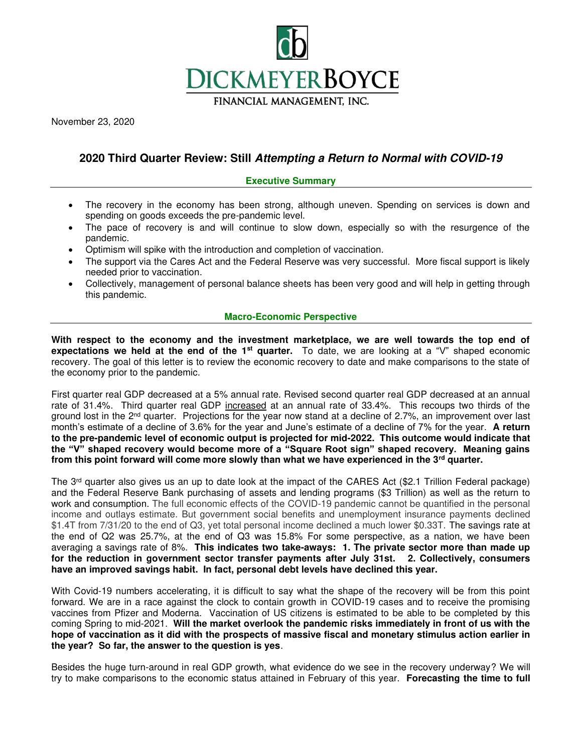DICKMEYER BOYCE

FINANCIAL MANAGEMENT, INC.

November 23, 2020

# 2020 Third Quarter Review: Still *Attempting a Return to Normal with COVID-19*

## Executive Summary

- The recovery in the economy has been strong, although uneven. Spending on services is down and spending on goods exceeds the pre-pandemic level.
- The pace of recovery is and will continue to slow down, especially so with the resurgence of the pandemic.
- Optimism will spike with the introduction and completion of vaccination.
- The support via the Cares Act and the Federal Reserve was very successful. More fiscal support is likely needed prior to vaccination.
- Collectively, management of personal balance sheets has been very good and will help in getting through this pandemic.

## Macro-Economic Perspective

**With respect to the economy and the investment marketplace, we are well towards the top end of expectations we held at the end of the 1st quarter.** To date, we are looking at a "V" shaped economic recovery. The goal of this letter is to review the economic recovery to date and make comparisons to the state of the economy prior to the pandemic.

First quarter real GDP decreased at a 5% annual rate. Revised second quarter real GDP decreased at an annual rate of 31.4%. Third quarter real GDP increased at an annual rate of 33.4%. This recoups two thirds of the ground lost in the 2nd quarter. Projections for the year now stand at a decline of 2.7%, an improvement over last month's estimate of a decline of 3.6% for the year and June's estimate of a decline of 7% for the year. **A return to the pre-pandemic level of economic output is projected for mid-2022. This outcome would indicate that the "V" shaped recovery would become more of a "Square Root sign" shaped recovery. Meaning gains from this point forward will come more slowly than what we have experienced in the 3rd quarter.**

The 3rd quarter also gives us an up to date look at the impact of the CARES Act ($2.1 Trillion Federal package) and the Federal Reserve Bank purchasing of assets and lending programs ($3 Trillion) as well as the return to work and consumption. The full economic effects of the COVID-19 pandemic cannot be quantified in the personal income and outlays estimate. But government social benefits and unemployment insurance payments declined $1.4T from 7/31/20 to the end of Q3, yet total personal income declined a much lower $0.33T. The savings rate at the end of Q2 was 25.7%, at the end of Q3 was 15.8% For some perspective, as a nation, we have been averaging a savings rate of 8%. **This indicates two take-aways: 1. The private sector more than made up for the reduction in government sector transfer payments after July 31st. 2. Collectively, consumers have an improved savings habit. In fact, personal debt levels have declined this year.**

With Covid-19 numbers accelerating, it is difficult to say what the shape of the recovery will be from this point forward. We are in a race against the clock to contain growth in COVID-19 cases and to receive the promising vaccines from Pfizer and Moderna. Vaccination of US citizens is estimated to be able to be completed by this coming Spring to mid-2021. **Will the market overlook the pandemic risks immediately in front of us with the hope of vaccination as it did with the prospects of massive fiscal and monetary stimulus action earlier in the year? So far, the answer to the question is yes**.

Besides the huge turn-around in real GDP growth, what evidence do we see in the recovery underway? We will try to make comparisons to the economic status attained in February of this year. **Forecasting the time to full**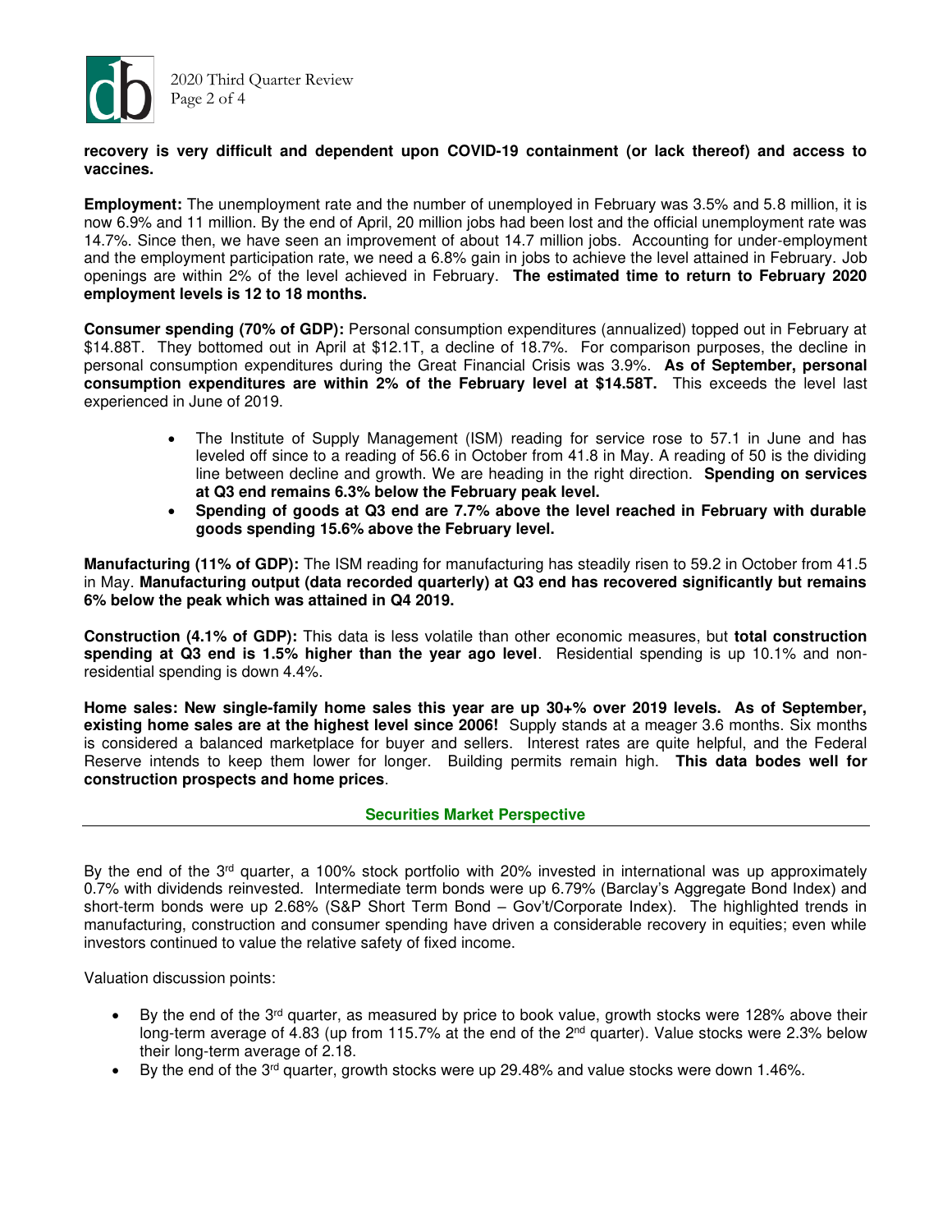**recovery is very difficult and dependent upon COVID-19 containment (or lack thereof) and access to vaccines.**

**Employment:** The unemployment rate and the number of unemployed in February was 3.5% and 5.8 million, it is now 6.9% and 11 million. By the end of April, 20 million jobs had been lost and the official unemployment rate was 14.7%. Since then, we have seen an improvement of about 14.7 million jobs. Accounting for under-employment and the employment participation rate, we need a 6.8% gain in jobs to achieve the level attained in February. Job openings are within 2% of the level achieved in February. **The estimated time to return to February 2020 employment levels is 12 to 18 months.**

**Consumer spending (70% of GDP):** Personal consumption expenditures (annualized) topped out in February at \$14.88T. They bottomed out in April at \$12.1T, a decline of 18.7%. For comparison purposes, the decline in personal consumption expenditures during the Great Financial Crisis was 3.9%. **As of September, personal consumption expenditures are within 2% of the February level at \$14.58T.** This exceeds the level last experienced in June of 2019.

- The Institute of Supply Management (ISM) reading for service rose to 57.1 in June and has leveled off since to a reading of 56.6 in October from 41.8 in May. A reading of 50 is the dividing line between decline and growth. We are heading in the right direction. **Spending on services at Q3 end remains 6.3% below the February peak level.**
- **Spending of goods at Q3 end are 7.7% above the level reached in February with durable goods spending 15.6% above the February level.**

**Manufacturing (11% of GDP):** The ISM reading for manufacturing has steadily risen to 59.2 in October from 41.5 in May. **Manufacturing output (data recorded quarterly) at Q3 end has recovered significantly but remains 6% below the peak which was attained in Q4 2019.**

**Construction (4.1% of GDP):** This data is less volatile than other economic measures, but **total construction spending at Q3 end is 1.5% higher than the year ago level**. Residential spending is up 10.1% and non-residential spending is down 4.4%.

**Home sales: New single-family home sales this year are up 30+% over 2019 levels. As of September, existing home sales are at the highest level since 2006!** Supply stands at a meager 3.6 months. Six months is considered a balanced marketplace for buyer and sellers. Interest rates are quite helpful, and the Federal Reserve intends to keep them lower for longer. Building permits remain high. **This data bodes well for construction prospects and home prices**.

## Securities Market Perspective

By the end of the 3rd quarter, a 100% stock portfolio with 20% invested in international was up approximately 0.7% with dividends reinvested. Intermediate term bonds were up 6.79% (Barclay's Aggregate Bond Index) and short-term bonds were up 2.68% (S&P Short Term Bond – Gov't/Corporate Index). The highlighted trends in manufacturing, construction and consumer spending have driven a considerable recovery in equities; even while investors continued to value the relative safety of fixed income.

Valuation discussion points:

- By the end of the 3rd quarter, as measured by price to book value, growth stocks were 128% above their long-term average of 4.83 (up from 115.7% at the end of the 2nd quarter). Value stocks were 2.3% below their long-term average of 2.18.
- By the end of the 3rd quarter, growth stocks were up 29.48% and value stocks were down 1.46%.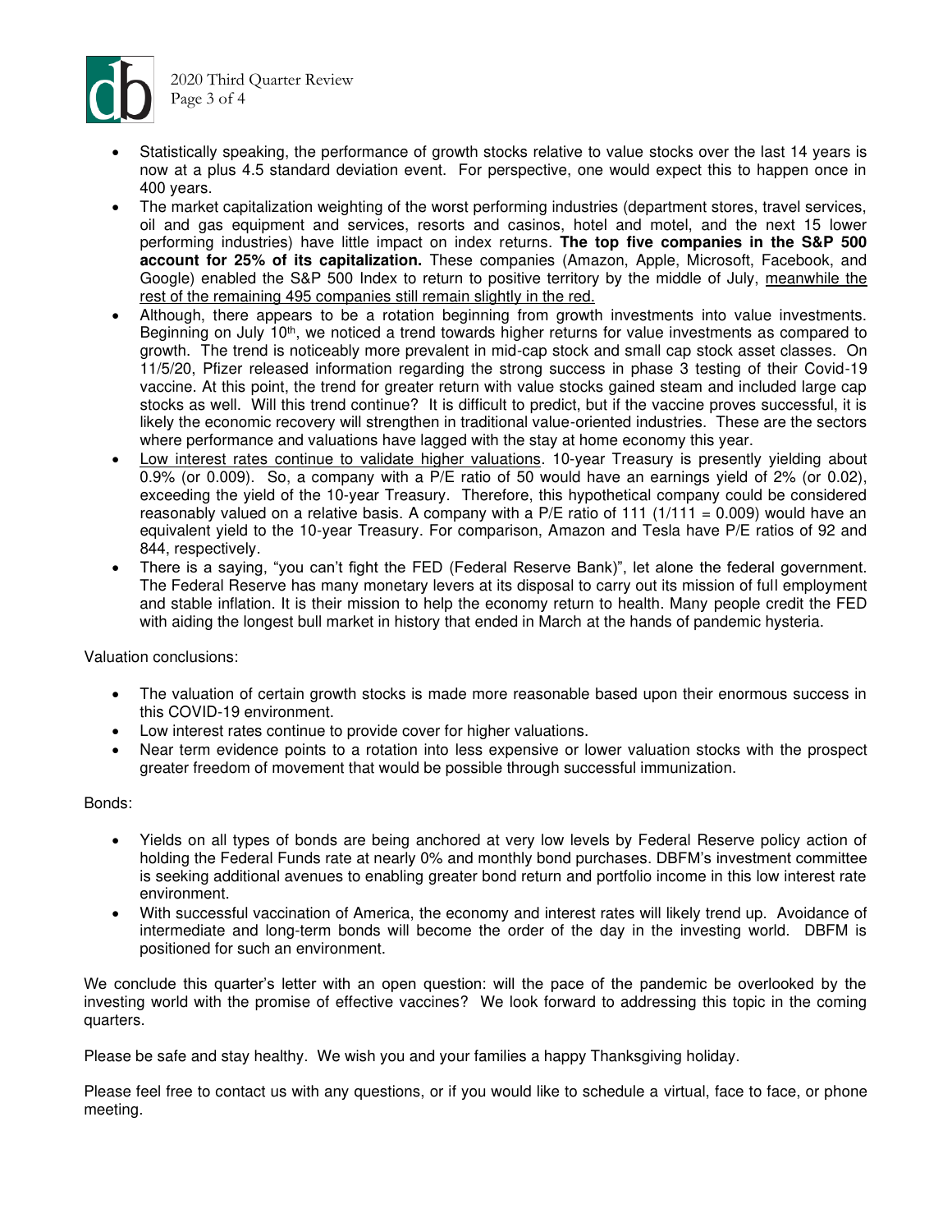- Statistically speaking, the performance of growth stocks relative to value stocks over the last 14 years is now at a plus 4.5 standard deviation event. For perspective, one would expect this to happen once in 400 years.
- The market capitalization weighting of the worst performing industries (department stores, travel services, oil and gas equipment and services, resorts and casinos, hotel and motel, and the next 15 lower performing industries) have little impact on index returns. **The top five companies in the S&P 500 account for 25% of its capitalization.** These companies (Amazon, Apple, Microsoft, Facebook, and Google) enabled the S&P 500 Index to return to positive territory by the middle of July, <u>meanwhile the rest of the remaining 495 companies still remain slightly in the red.</u>
- Although, there appears to be a rotation beginning from growth investments into value investments. Beginning on July 10th, we noticed a trend towards higher returns for value investments as compared to growth. The trend is noticeably more prevalent in mid-cap stock and small cap stock asset classes. On 11/5/20, Pfizer released information regarding the strong success in phase 3 testing of their Covid-19 vaccine. At this point, the trend for greater return with value stocks gained steam and included large cap stocks as well. Will this trend continue? It is difficult to predict, but if the vaccine proves successful, it is likely the economic recovery will strengthen in traditional value-oriented industries. These are the sectors where performance and valuations have lagged with the stay at home economy this year.
- <u>Low interest rates continue to validate higher valuations</u>. 10-year Treasury is presently yielding about 0.9% (or 0.009). So, a company with a P/E ratio of 50 would have an earnings yield of 2% (or 0.02), exceeding the yield of the 10-year Treasury. Therefore, this hypothetical company could be considered reasonably valued on a relative basis. A company with a P/E ratio of 111 ($1/111 = 0.009$) would have an equivalent yield to the 10-year Treasury. For comparison, Amazon and Tesla have P/E ratios of 92 and 844, respectively.
- There is a saying, "you can't fight the FED (Federal Reserve Bank)", let alone the federal government. The Federal Reserve has many monetary levers at its disposal to carry out its mission of full employment and stable inflation. It is their mission to help the economy return to health. Many people credit the FED with aiding the longest bull market in history that ended in March at the hands of pandemic hysteria.

Valuation conclusions:

- The valuation of certain growth stocks is made more reasonable based upon their enormous success in this COVID-19 environment.
- Low interest rates continue to provide cover for higher valuations.
- Near term evidence points to a rotation into less expensive or lower valuation stocks with the prospect greater freedom of movement that would be possible through successful immunization.

Bonds:

- Yields on all types of bonds are being anchored at very low levels by Federal Reserve policy action of holding the Federal Funds rate at nearly 0% and monthly bond purchases. DBFM's investment committee is seeking additional avenues to enabling greater bond return and portfolio income in this low interest rate environment.
- With successful vaccination of America, the economy and interest rates will likely trend up. Avoidance of intermediate and long-term bonds will become the order of the day in the investing world. DBFM is positioned for such an environment.

We conclude this quarter's letter with an open question: will the pace of the pandemic be overlooked by the investing world with the promise of effective vaccines? We look forward to addressing this topic in the coming quarters.

Please be safe and stay healthy. We wish you and your families a happy Thanksgiving holiday.

Please feel free to contact us with any questions, or if you would like to schedule a virtual, face to face, or phone meeting.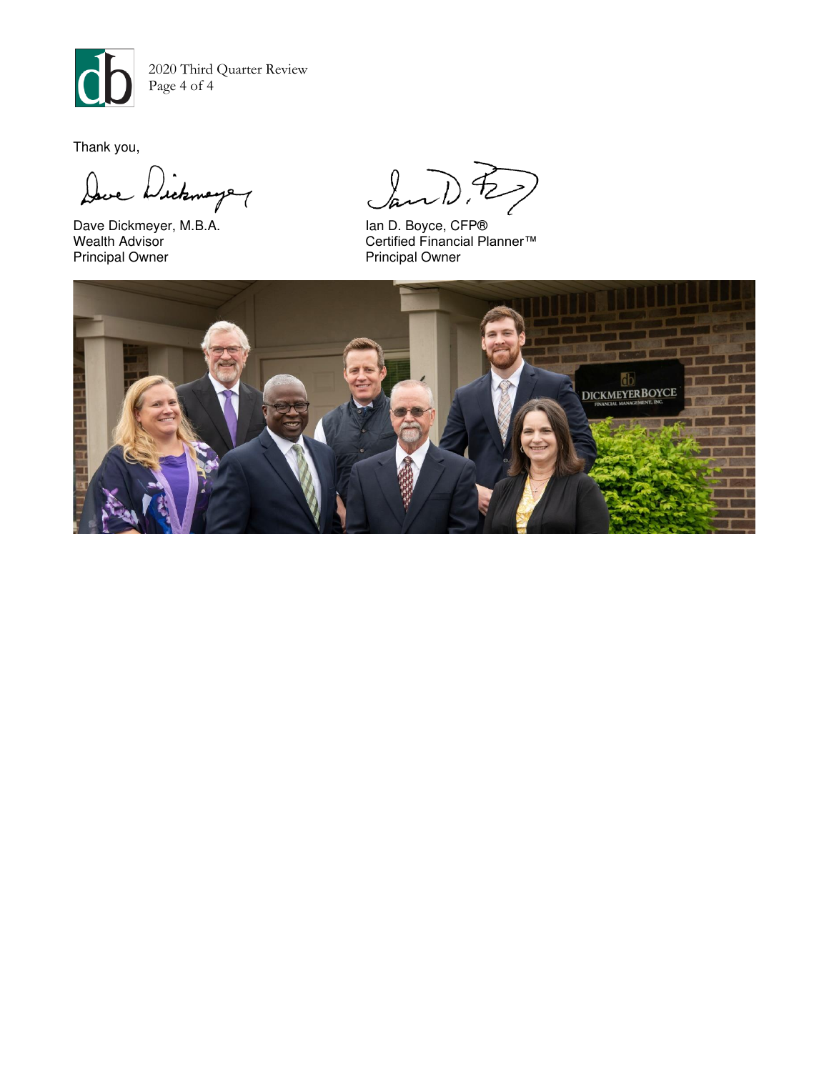Thank you,

Dave Dickmeyer, M.B.A.
Wealth Advisor
Principal Owner

Ian D. Boyce, CFP®
Certified Financial Planner™
Principal Owner